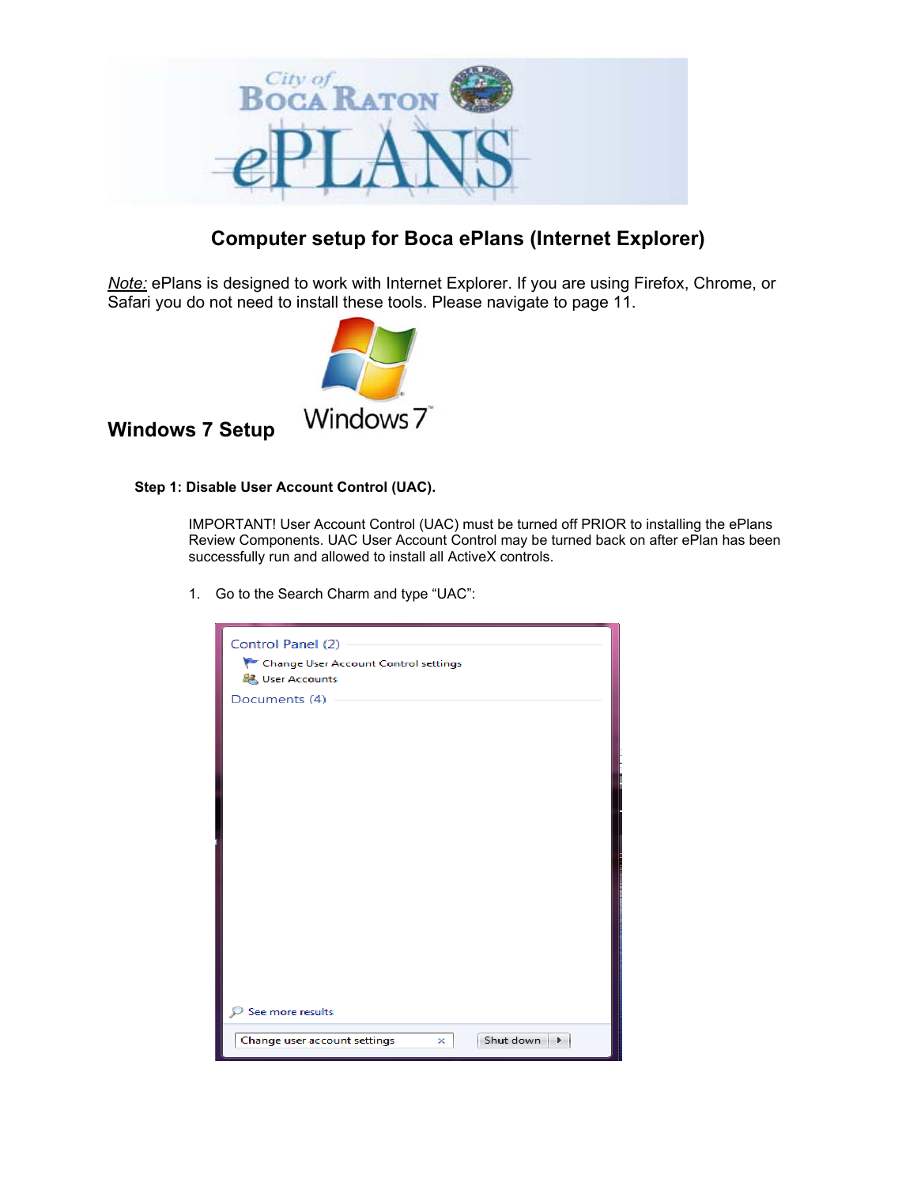# Computer setup for Boca ePlans (Internet Explorer)

*Note:* ePlans is designed to work with Internet Explorer. If you are using Firefox, Chrome, or Safari you do not need to install these tools. Please navigate to page 11.

## Windows 7 Setup

### Step 1: Disable User Account Control (UAC).

IMPORTANT! User Account Control (UAC) must be turned off PRIOR to installing the ePlans Review Components. UAC User Account Control may be turned back on after ePlan has been successfully run and allowed to install all ActiveX controls.

1. Go to the Search Charm and type “UAC”: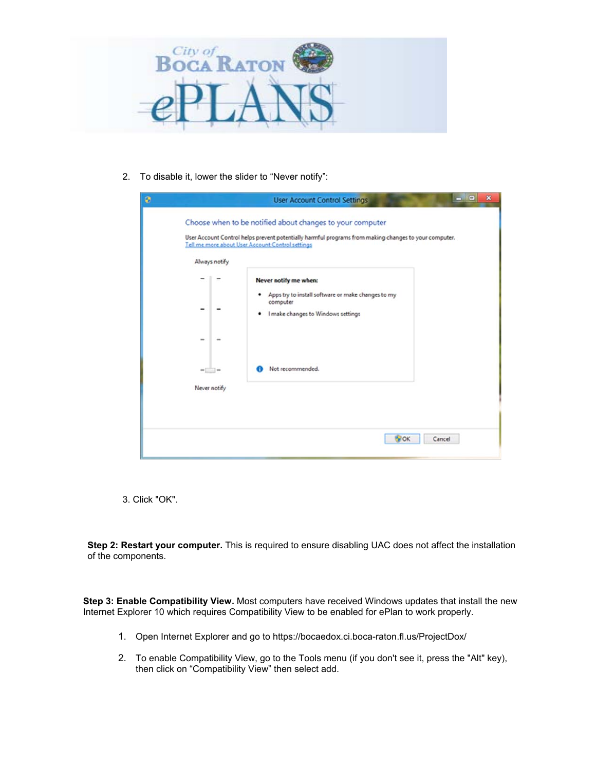2. To disable it, lower the slider to "Never notify":

3. Click "OK".

**Step 2: Restart your computer.** This is required to ensure disabling UAC does not affect the installation of the components.

**Step 3: Enable Compatibility View.** Most computers have received Windows updates that install the new Internet Explorer 10 which requires Compatibility View to be enabled for ePlan to work properly.

1. Open Internet Explorer and go to https://bocaedox.ci.boca-raton.fl.us/ProjectDox/
2. To enable Compatibility View, go to the Tools menu (if you don't see it, press the "Alt" key), then click on "Compatibility View" then select add.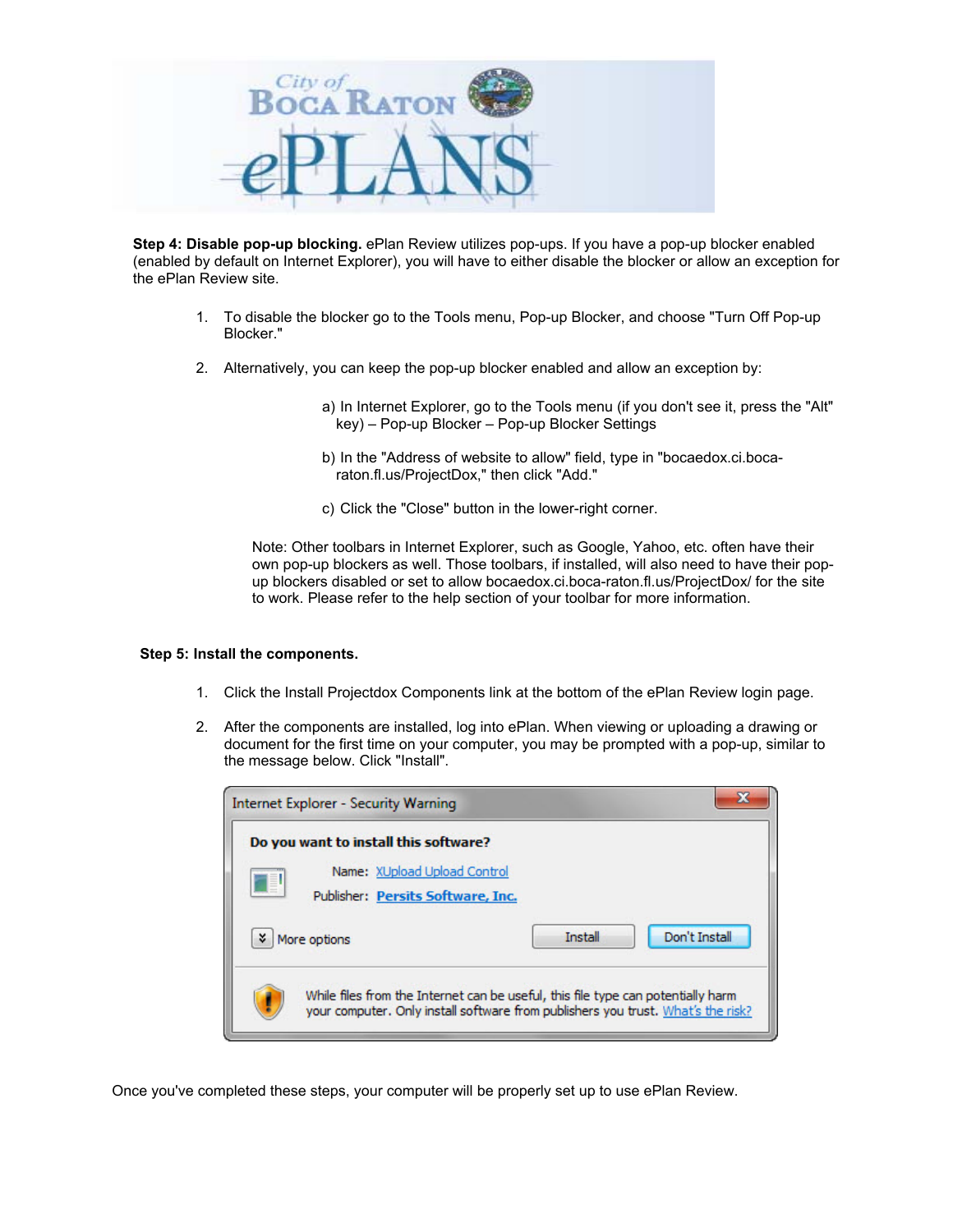**Step 4: Disable pop-up blocking.** ePlan Review utilizes pop-ups. If you have a pop-up blocker enabled (enabled by default on Internet Explorer), you will have to either disable the blocker or allow an exception for the ePlan Review site.

1. To disable the blocker go to the Tools menu, Pop-up Blocker, and choose "Turn Off Pop-up Blocker."

2. Alternatively, you can keep the pop-up blocker enabled and allow an exception by:

   a) In Internet Explorer, go to the Tools menu (if you don't see it, press the "Alt" key) – Pop-up Blocker – Pop-up Blocker Settings

   b) In the "Address of website to allow" field, type in "bocaedox.ci.boca-raton.fl.us/ProjectDox," then click "Add."

   c) Click the "Close" button in the lower-right corner.

   Note: Other toolbars in Internet Explorer, such as Google, Yahoo, etc. often have their own pop-up blockers as well. Those toolbars, if installed, will also need to have their pop-up blockers disabled or set to allow bocaedox.ci.boca-raton.fl.us/ProjectDox/ for the site to work. Please refer to the help section of your toolbar for more information.

**Step 5: Install the components.**

1. Click the Install Projectdox Components link at the bottom of the ePlan Review login page.

2. After the components are installed, log into ePlan. When viewing or uploading a drawing or document for the first time on your computer, you may be prompted with a pop-up, similar to the message below. Click "Install".

Once you've completed these steps, your computer will be properly set up to use ePlan Review.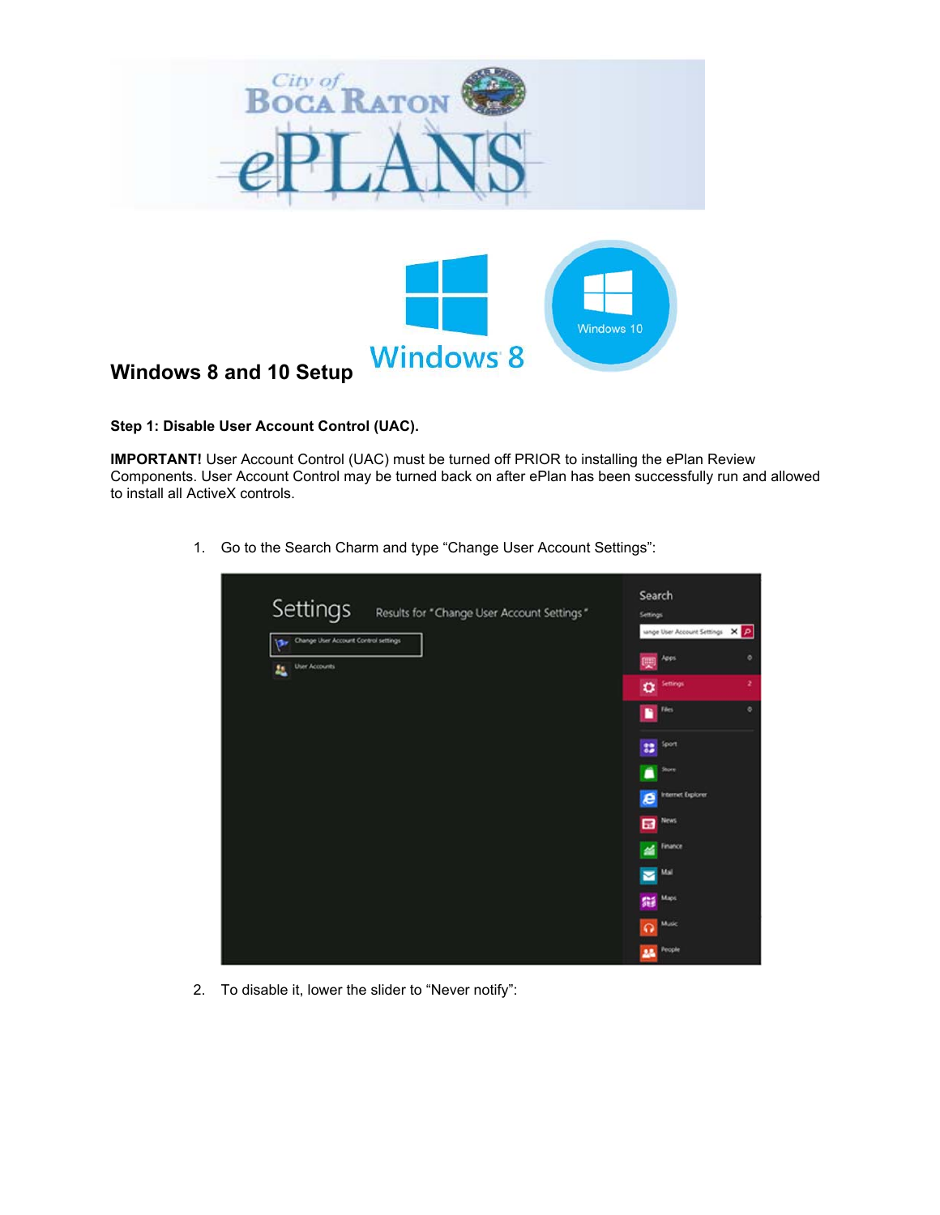## Windows 8 and 10 Setup

**Step 1: Disable User Account Control (UAC).**

**IMPORTANT!** User Account Control (UAC) must be turned off PRIOR to installing the ePlan Review Components. User Account Control may be turned back on after ePlan has been successfully run and allowed to install all ActiveX controls.

1. Go to the Search Charm and type "Change User Account Settings":

2. To disable it, lower the slider to "Never notify":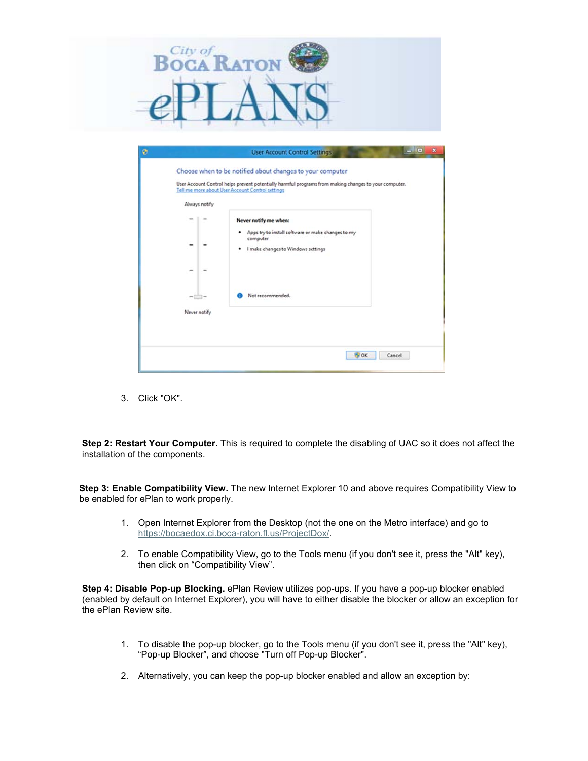3. Click "OK".

**Step 2: Restart Your Computer.** This is required to complete the disabling of UAC so it does not affect the installation of the components.

**Step 3: Enable Compatibility View.** The new Internet Explorer 10 and above requires Compatibility View to be enabled for ePlan to work properly.

1. Open Internet Explorer from the Desktop (not the one on the Metro interface) and go to https://bocaedox.ci.boca-raton.fl.us/ProjectDox/.
2. To enable Compatibility View, go to the Tools menu (if you don't see it, press the "Alt" key), then click on "Compatibility View".

**Step 4: Disable Pop-up Blocking.** ePlan Review utilizes pop-ups. If you have a pop-up blocker enabled (enabled by default on Internet Explorer), you will have to either disable the blocker or allow an exception for the ePlan Review site.

1. To disable the pop-up blocker, go to the Tools menu (if you don't see it, press the "Alt" key), "Pop-up Blocker", and choose "Turn off Pop-up Blocker".
2. Alternatively, you can keep the pop-up blocker enabled and allow an exception by: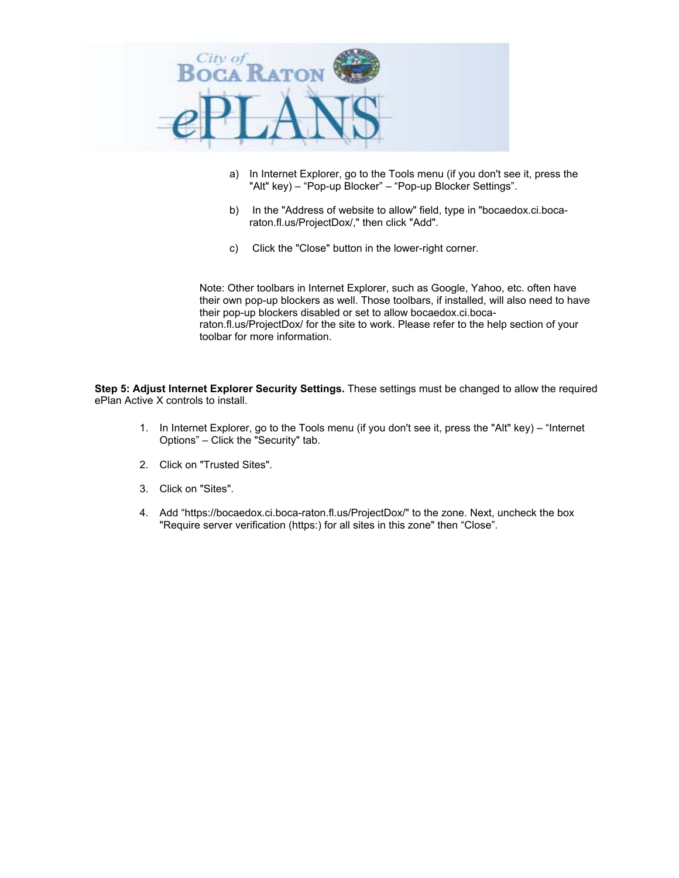a) In Internet Explorer, go to the Tools menu (if you don't see it, press the "Alt" key) – "Pop-up Blocker" – "Pop-up Blocker Settings".

b) In the "Address of website to allow" field, type in "bocaedox.ci.boca-raton.fl.us/ProjectDox/," then click "Add".

c) Click the "Close" button in the lower-right corner.

Note: Other toolbars in Internet Explorer, such as Google, Yahoo, etc. often have their own pop-up blockers as well. Those toolbars, if installed, will also need to have their pop-up blockers disabled or set to allow bocaedox.ci.boca-raton.fl.us/ProjectDox/ for the site to work. Please refer to the help section of your toolbar for more information.

**Step 5: Adjust Internet Explorer Security Settings.** These settings must be changed to allow the required ePlan Active X controls to install.

1. In Internet Explorer, go to the Tools menu (if you don't see it, press the "Alt" key) – "Internet Options" – Click the "Security" tab.

2. Click on "Trusted Sites".

3. Click on "Sites".

4. Add "https://bocaedox.ci.boca-raton.fl.us/ProjectDox/" to the zone. Next, uncheck the box "Require server verification (https:) for all sites in this zone" then "Close".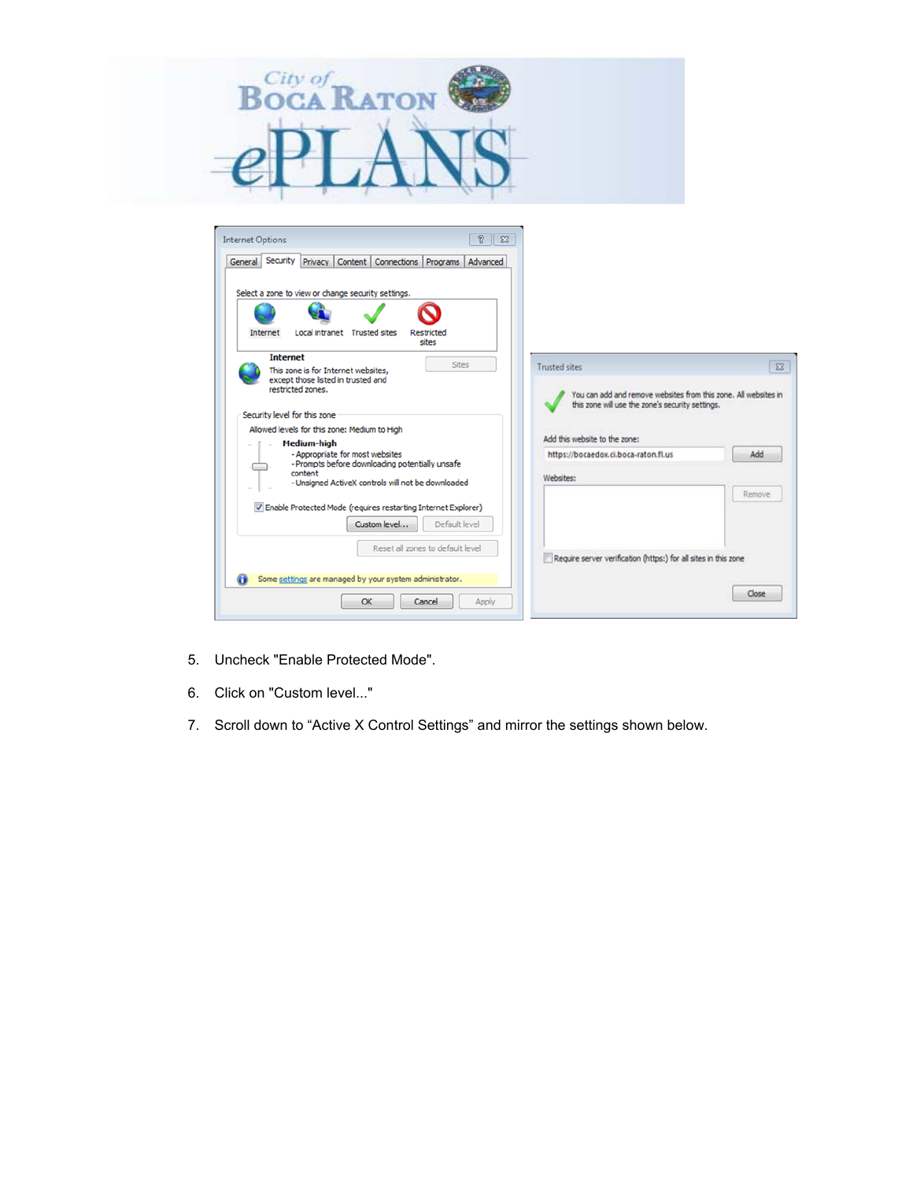5. Uncheck "Enable Protected Mode".
6. Click on "Custom level..."
7. Scroll down to “Active X Control Settings” and mirror the settings shown below.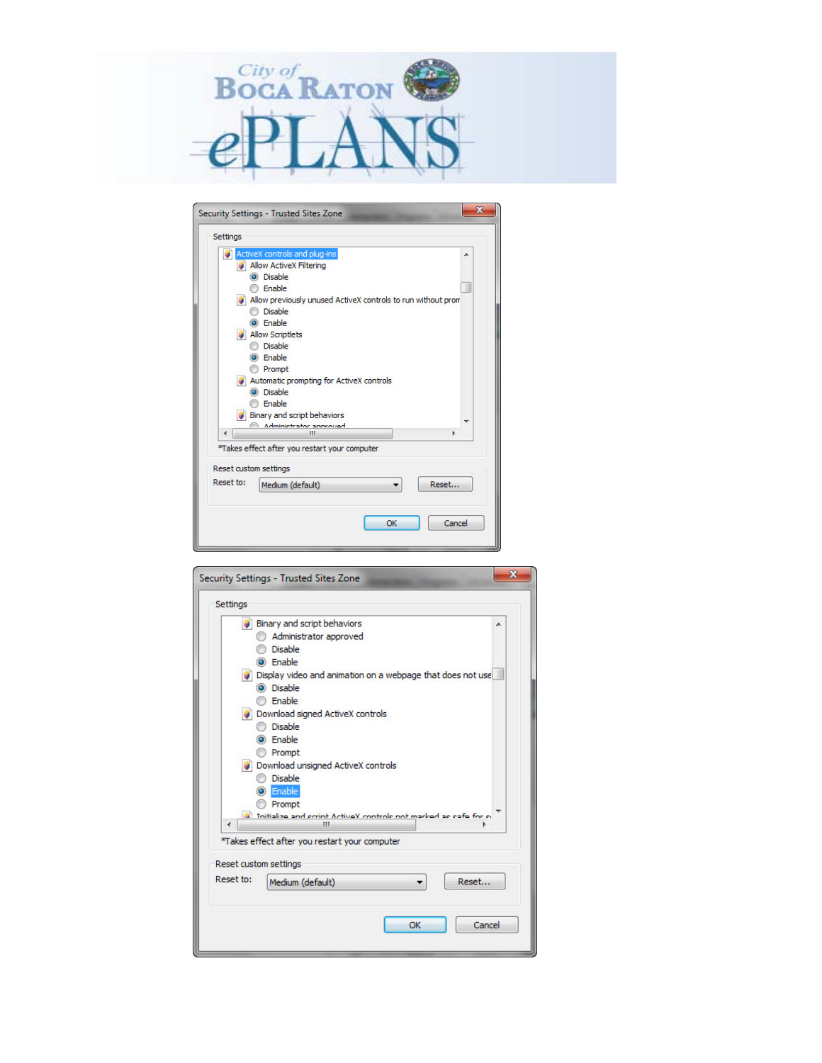City of Boca Raton ePLANS

Security Settings - Trusted Sites Zone

Settings

- ActiveX controls and plug-ins
  - Allow ActiveX Filtering
    - (•) Disable
    - ( ) Enable
  - Allow previously unused ActiveX controls to run without prom
    - ( ) Disable
    - (•) Enable
  - Allow Scriptlets
    - ( ) Disable
    - (•) Enable
    - ( ) Prompt
  - Automatic prompting for ActiveX controls
    - (•) Disable
    - ( ) Enable
  - Binary and script behaviors
    - ( ) Administrator approved

*Takes effect after you restart your computer

Reset custom settings

Reset to: Medium (default) [Reset...]

[OK] [Cancel]

Security Settings - Trusted Sites Zone

Settings

- Binary and script behaviors
  - ( ) Administrator approved
  - ( ) Disable
  - (•) Enable
- Display video and animation on a webpage that does not use
  - (•) Disable
  - ( ) Enable
- Download signed ActiveX controls
  - ( ) Disable
  - (•) Enable
  - ( ) Prompt
- Download unsigned ActiveX controls
  - ( ) Disable
  - (•) Enable
  - ( ) Prompt
- Initialize and script ActiveX controls not marked as safe for s

*Takes effect after you restart your computer

Reset custom settings

Reset to: Medium (default) [Reset...]

[OK] [Cancel]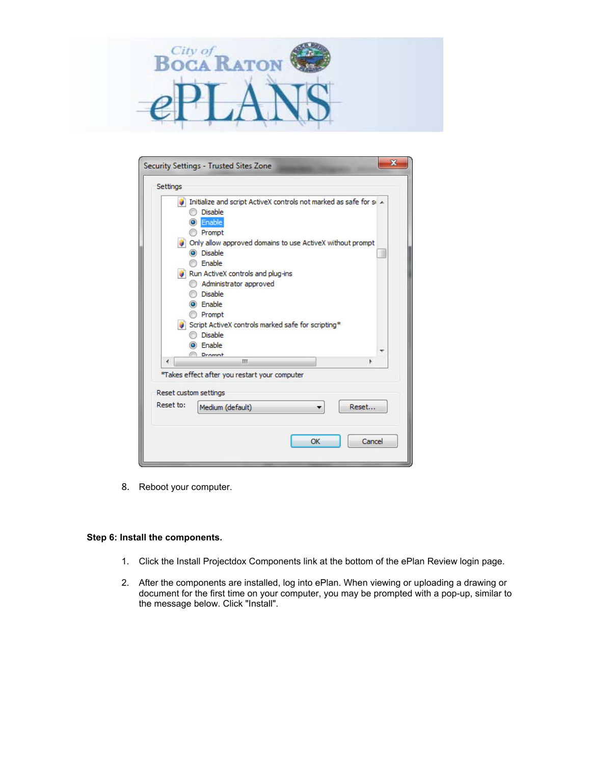8. Reboot your computer.

**Step 6: Install the components.**

1. Click the Install Projectdox Components link at the bottom of the ePlan Review login page.

2. After the components are installed, log into ePlan. When viewing or uploading a drawing or document for the first time on your computer, you may be prompted with a pop-up, similar to the message below. Click "Install".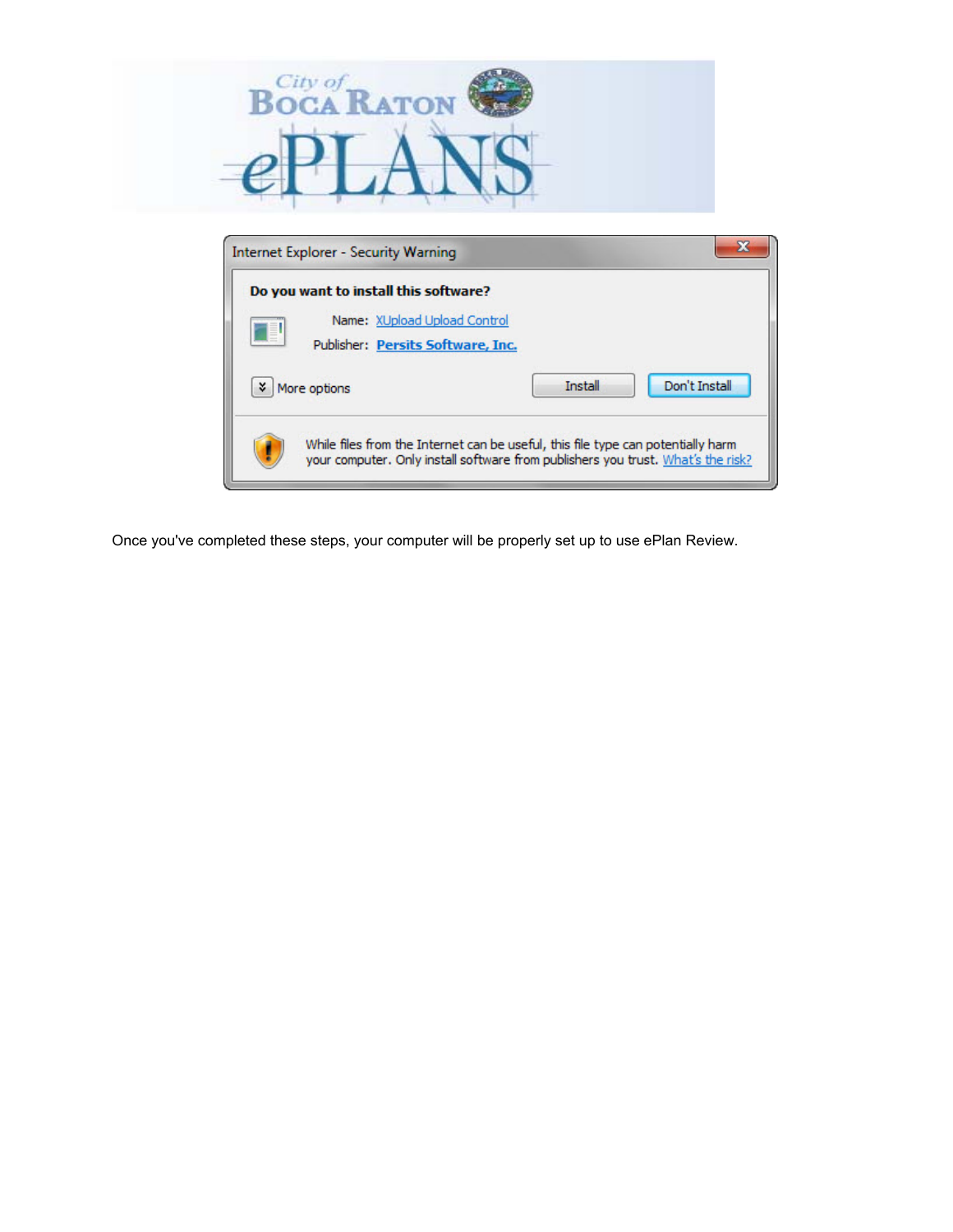Once you've completed these steps, your computer will be properly set up to use ePlan Review.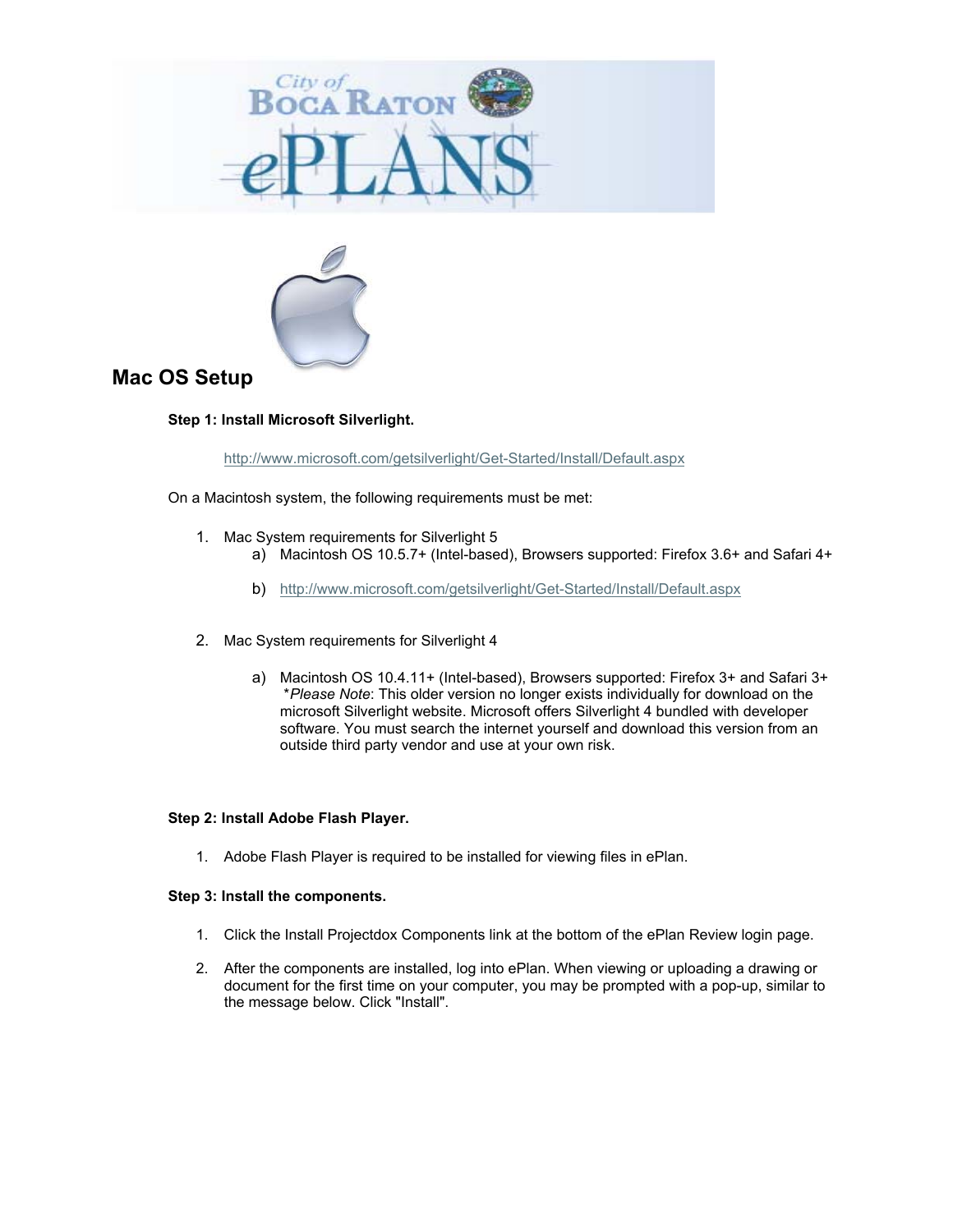## Mac OS Setup

**Step 1: Install Microsoft Silverlight.**

http://www.microsoft.com/getsilverlight/Get-Started/Install/Default.aspx

On a Macintosh system, the following requirements must be met:

1. Mac System requirements for Silverlight 5
   a) Macintosh OS 10.5.7+ (Intel-based), Browsers supported: Firefox 3.6+ and Safari 4+
   b) http://www.microsoft.com/getsilverlight/Get-Started/Install/Default.aspx

2. Mac System requirements for Silverlight 4
   a) Macintosh OS 10.4.11+ (Intel-based), Browsers supported: Firefox 3+ and Safari 3+
   *\**Please Note*: This older version no longer exists individually for download on the microsoft Silverlight website. Microsoft offers Silverlight 4 bundled with developer software. You must search the internet yourself and download this version from an outside third party vendor and use at your own risk.

**Step 2: Install Adobe Flash Player.**

1. Adobe Flash Player is required to be installed for viewing files in ePlan.

**Step 3: Install the components.**

1. Click the Install Projectdox Components link at the bottom of the ePlan Review login page.
2. After the components are installed, log into ePlan. When viewing or uploading a drawing or document for the first time on your computer, you may be prompted with a pop-up, similar to the message below. Click "Install".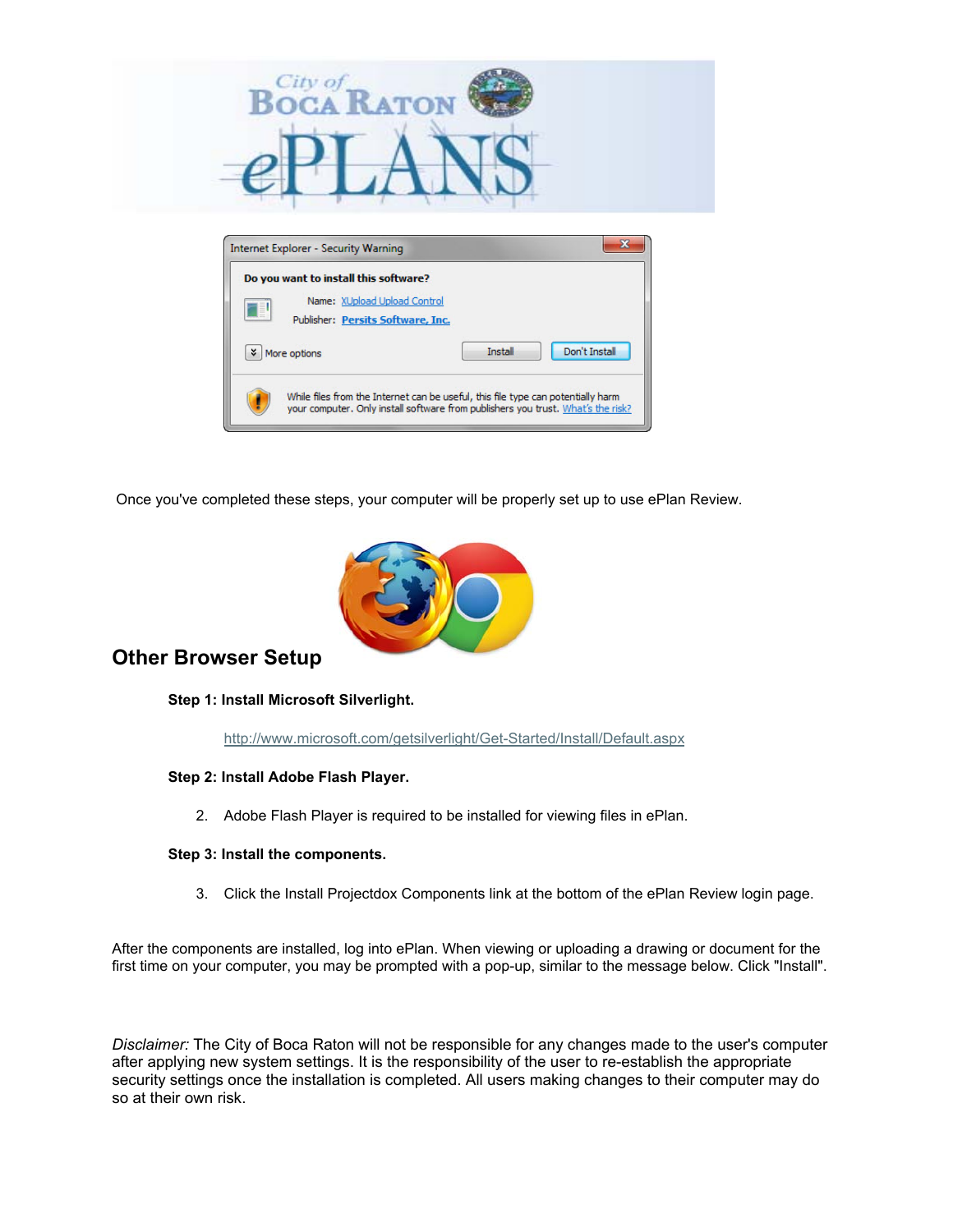Once you've completed these steps, your computer will be properly set up to use ePlan Review.

## Other Browser Setup

**Step 1: Install Microsoft Silverlight.**

http://www.microsoft.com/getsilverlight/Get-Started/Install/Default.aspx

**Step 2: Install Adobe Flash Player.**

2. Adobe Flash Player is required to be installed for viewing files in ePlan.

**Step 3: Install the components.**

3. Click the Install Projectdox Components link at the bottom of the ePlan Review login page.

After the components are installed, log into ePlan. When viewing or uploading a drawing or document for the first time on your computer, you may be prompted with a pop-up, similar to the message below. Click "Install".

*Disclaimer:* The City of Boca Raton will not be responsible for any changes made to the user's computer after applying new system settings. It is the responsibility of the user to re-establish the appropriate security settings once the installation is completed. All users making changes to their computer may do so at their own risk.